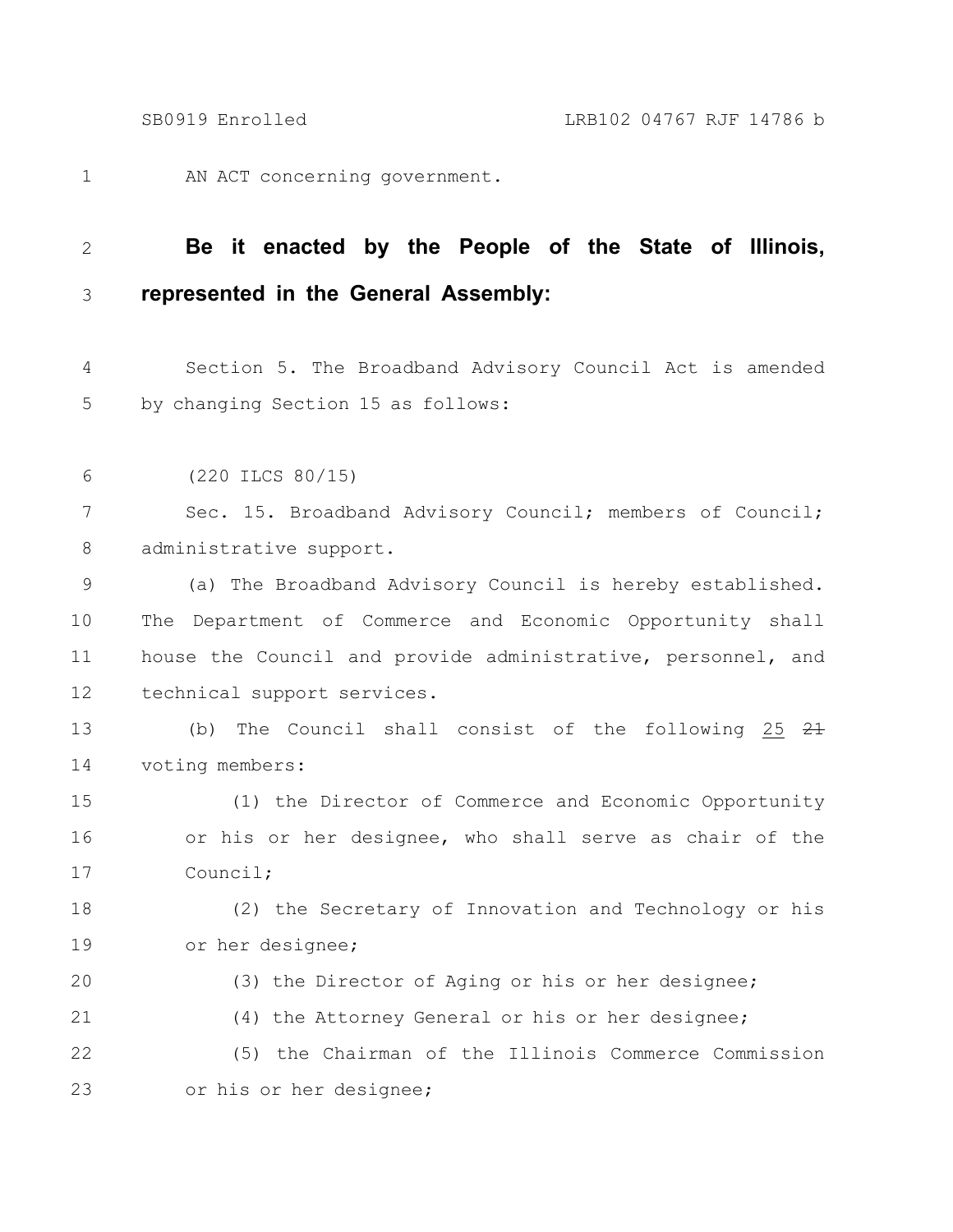AN ACT concerning government.

**Be it enacted by the People of the State of Illinois, represented in the General Assembly:**

Section 5. The Broadband Advisory Council Act is amended by changing Section 15 as follows:

(220 ILCS 80/15)

Sec. 15. Broadband Advisory Council; members of Council; administrative support.

(a) The Broadband Advisory Council is hereby established. The Department of Commerce and Economic Opportunity shall house the Council and provide administrative, personnel, and technical support services.

(b) The Council shall consist of the following 25 ~~21~~ voting members:

(1) the Director of Commerce and Economic Opportunity or his or her designee, who shall serve as chair of the Council;

(2) the Secretary of Innovation and Technology or his or her designee;

(3) the Director of Aging or his or her designee;

(4) the Attorney General or his or her designee;

(5) the Chairman of the Illinois Commerce Commission or his or her designee;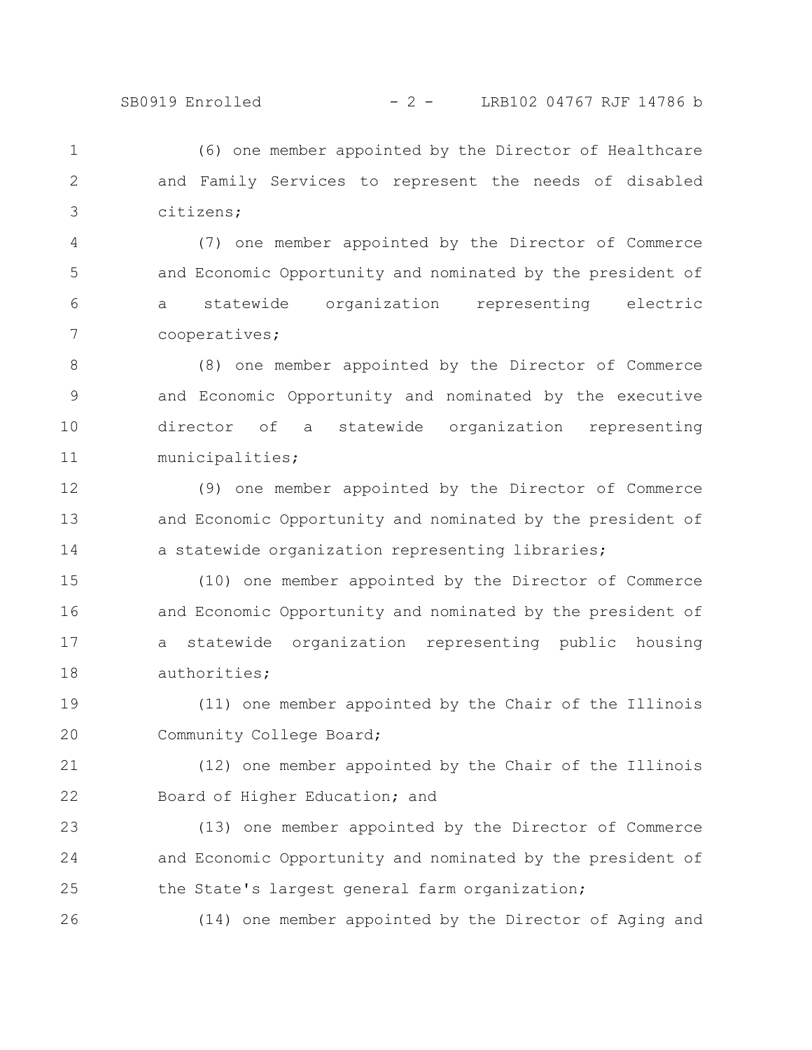(6) one member appointed by the Director of Healthcare and Family Services to represent the needs of disabled citizens;

(7) one member appointed by the Director of Commerce and Economic Opportunity and nominated by the president of a statewide organization representing electric cooperatives;

(8) one member appointed by the Director of Commerce and Economic Opportunity and nominated by the executive director of a statewide organization representing municipalities;

(9) one member appointed by the Director of Commerce and Economic Opportunity and nominated by the president of a statewide organization representing libraries;

(10) one member appointed by the Director of Commerce and Economic Opportunity and nominated by the president of a statewide organization representing public housing authorities;

(11) one member appointed by the Chair of the Illinois Community College Board;

(12) one member appointed by the Chair of the Illinois Board of Higher Education; and

(13) one member appointed by the Director of Commerce and Economic Opportunity and nominated by the president of the State's largest general farm organization;

(14) one member appointed by the Director of Aging and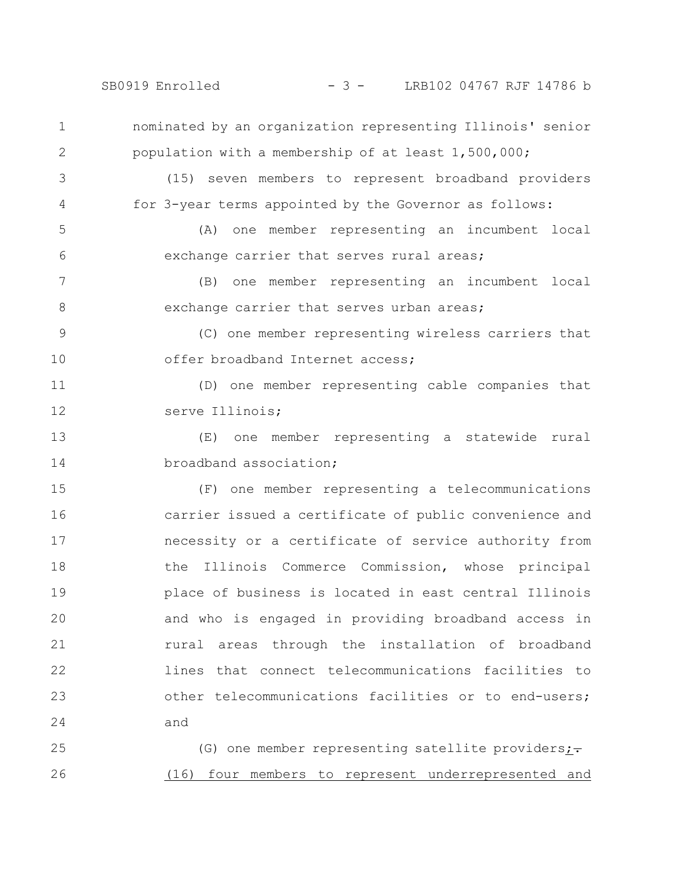nominated by an organization representing Illinois' senior population with a membership of at least 1,500,000;

(15) seven members to represent broadband providers for 3-year terms appointed by the Governor as follows:

(A) one member representing an incumbent local exchange carrier that serves rural areas;

(B) one member representing an incumbent local exchange carrier that serves urban areas;

(C) one member representing wireless carriers that offer broadband Internet access;

(D) one member representing cable companies that serve Illinois;

(E) one member representing a statewide rural broadband association;

(F) one member representing a telecommunications carrier issued a certificate of public convenience and necessity or a certificate of service authority from the Illinois Commerce Commission, whose principal place of business is located in east central Illinois and who is engaged in providing broadband access in rural areas through the installation of broadband lines that connect telecommunications facilities to other telecommunications facilities or to end-users; and

(G) one member representing satellite providers;.

(16) four members to represent underrepresented and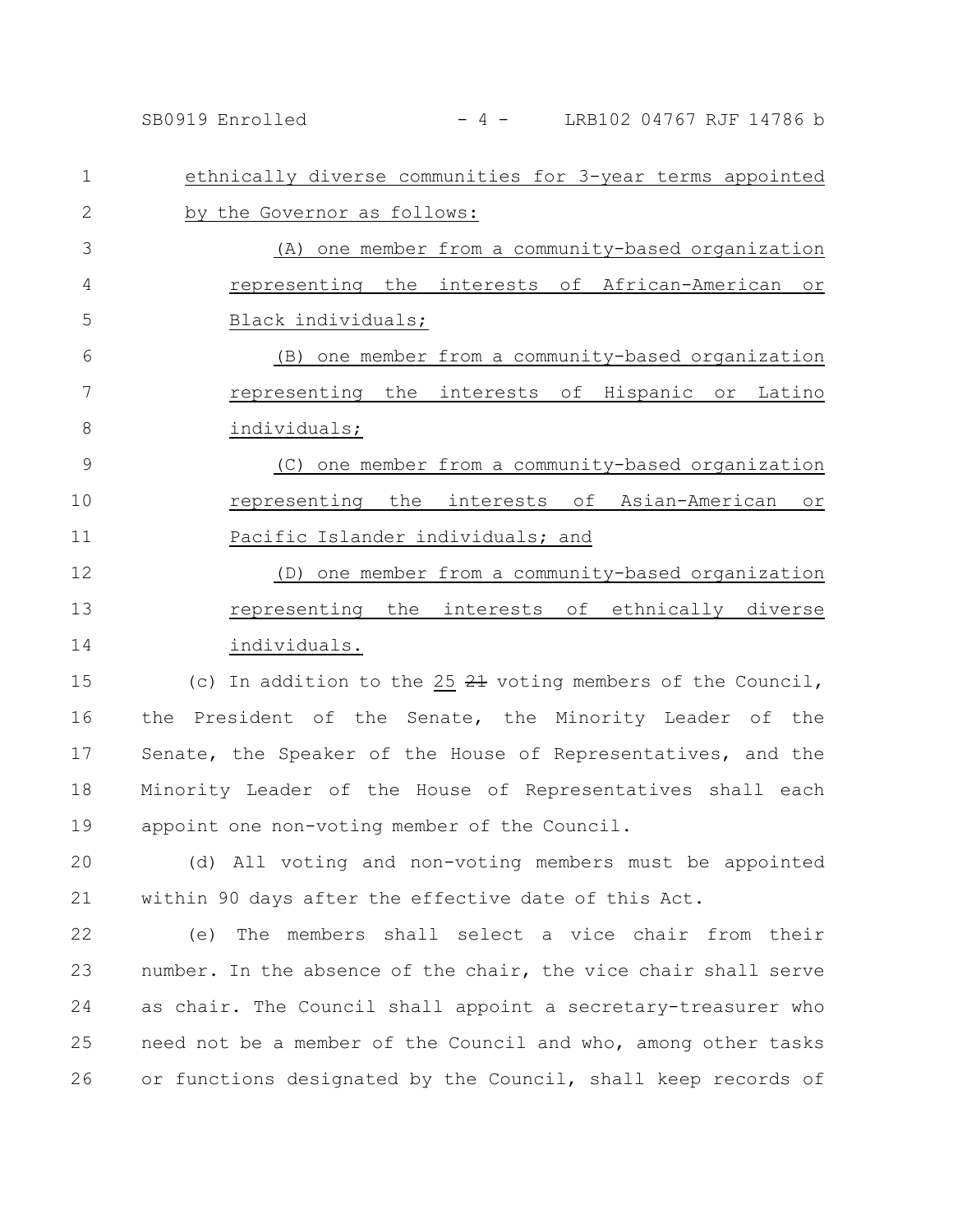ethnically diverse communities for 3-year terms appointed by the Governor as follows:

(A) one member from a community-based organization representing the interests of African-American or Black individuals;

(B) one member from a community-based organization representing the interests of Hispanic or Latino individuals;

(C) one member from a community-based organization representing the interests of Asian-American or Pacific Islander individuals; and

(D) one member from a community-based organization representing the interests of ethnically diverse individuals.

(c) In addition to the 25 ~~21~~ voting members of the Council, the President of the Senate, the Minority Leader of the Senate, the Speaker of the House of Representatives, and the Minority Leader of the House of Representatives shall each appoint one non-voting member of the Council.

(d) All voting and non-voting members must be appointed within 90 days after the effective date of this Act.

(e) The members shall select a vice chair from their number. In the absence of the chair, the vice chair shall serve as chair. The Council shall appoint a secretary-treasurer who need not be a member of the Council and who, among other tasks or functions designated by the Council, shall keep records of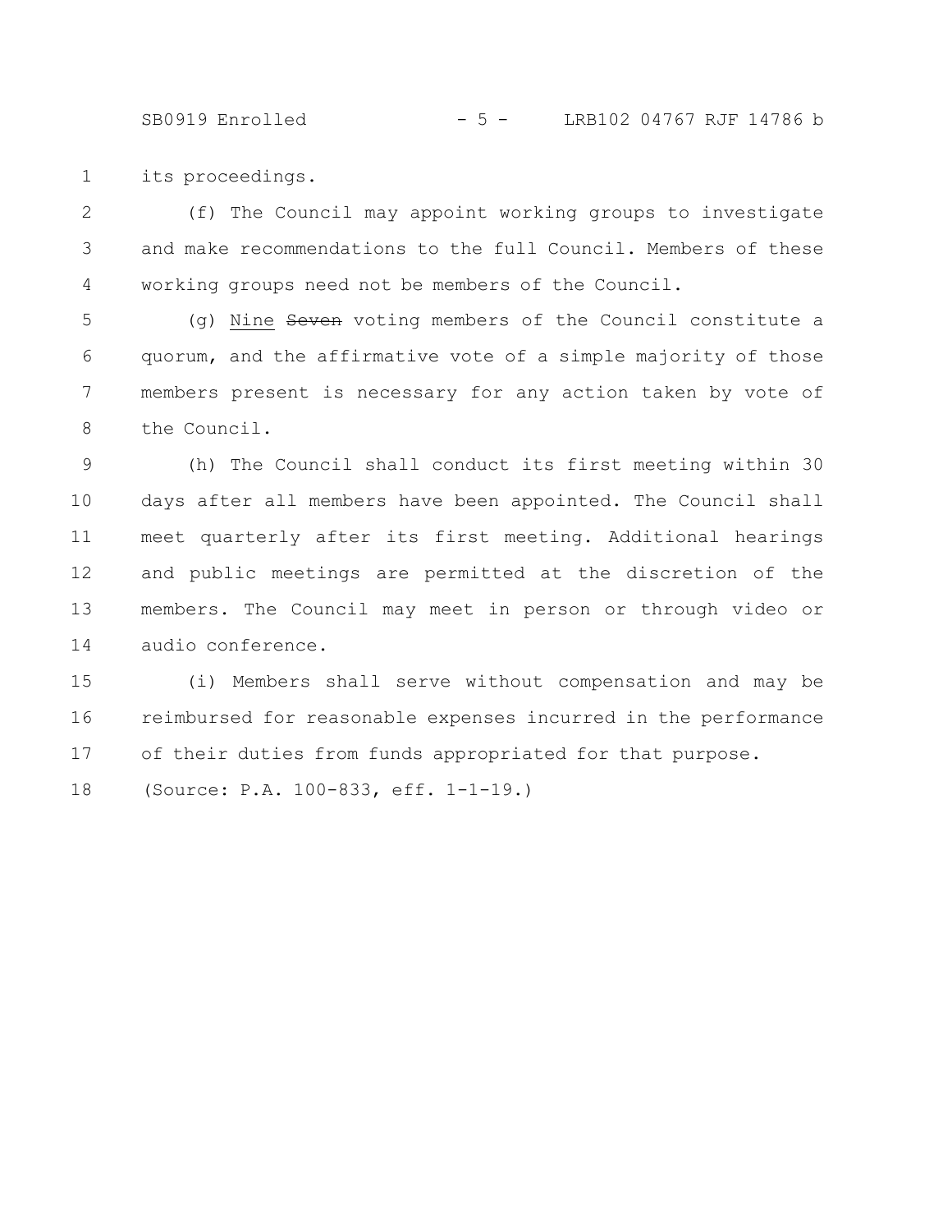its proceedings.

(f) The Council may appoint working groups to investigate and make recommendations to the full Council. Members of these working groups need not be members of the Council.

(g) <u>Nine</u> ~~Seven~~ voting members of the Council constitute a quorum, and the affirmative vote of a simple majority of those members present is necessary for any action taken by vote of the Council.

(h) The Council shall conduct its first meeting within 30 days after all members have been appointed. The Council shall meet quarterly after its first meeting. Additional hearings and public meetings are permitted at the discretion of the members. The Council may meet in person or through video or audio conference.

(i) Members shall serve without compensation and may be reimbursed for reasonable expenses incurred in the performance of their duties from funds appropriated for that purpose.

(Source: P.A. 100-833, eff. 1-1-19.)